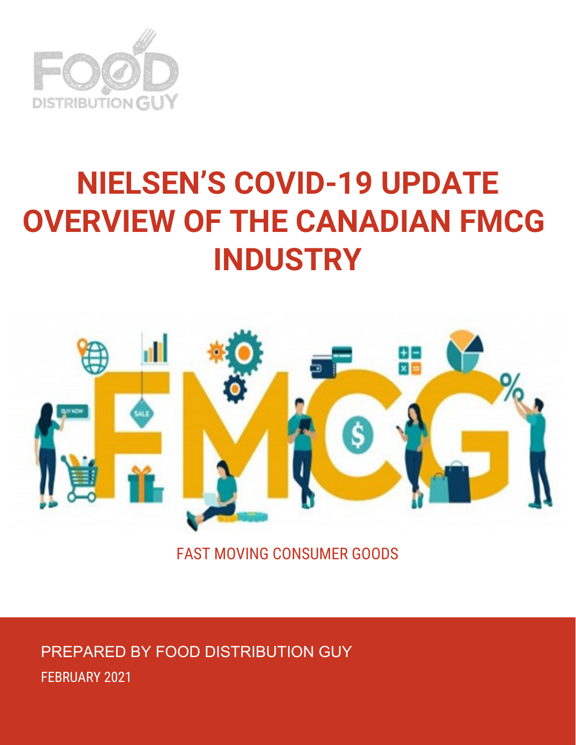# NIELSEN'S COVID-19 UPDATE OVERVIEW OF THE CANADIAN FMCG INDUSTRY

FAST MOVING CONSUMER GOODS

PREPARED BY FOOD DISTRIBUTION GUY

FEBRUARY 2021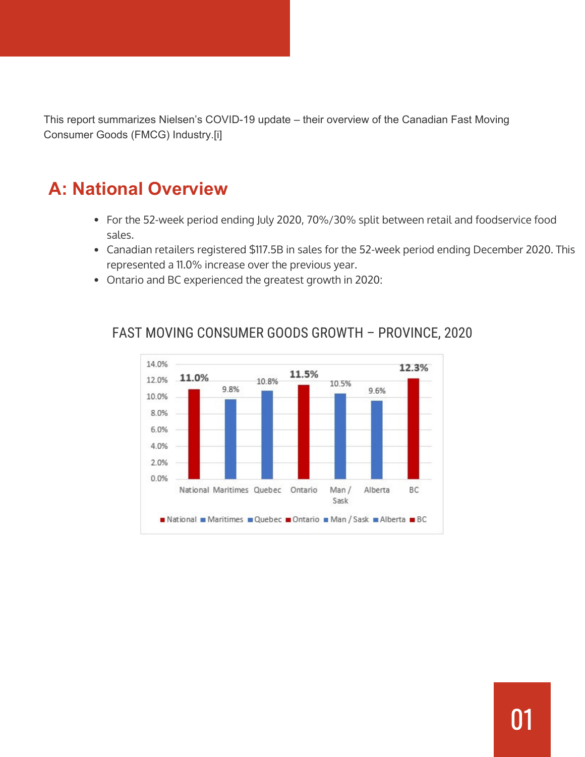This report summarizes Nielsen's COVID-19 update – their overview of the Canadian Fast Moving Consumer Goods (FMCG) Industry.[i]

## A: National Overview

- For the 52-week period ending July 2020, 70%/30% split between retail and foodservice food sales.
- Canadian retailers registered $117.5B in sales for the 52-week period ending December 2020. This represented a 11.0% increase over the previous year.
- Ontario and BC experienced the greatest growth in 2020:

FAST MOVING CONSUMER GOODS GROWTH – PROVINCE, 2020

| Region | Growth |
|---|---|
| National | 11.0% |
| Maritimes | 9.8% |
| Quebec | 10.8% |
| Ontario | 11.5% |
| Man / Sask | 10.5% |
| Alberta | 9.6% |
| BC | 12.3% |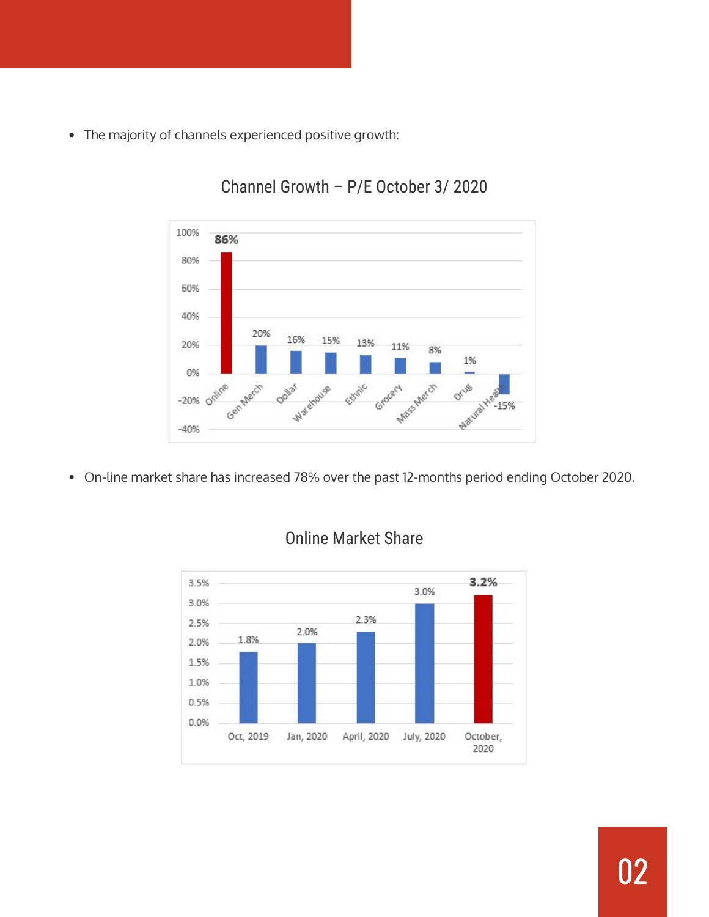- The majority of channels experienced positive growth:

Channel Growth – P/E October 3/ 2020

| Channel | Growth |
|---|---|
| Online | 86% |
| Gen Merch | 20% |
| Dollar | 16% |
| Warehouse | 15% |
| Ethnic | 13% |
| Grocery | 11% |
| Mass Merch | 8% |
| Drug | 1% |
| Natural Health | -15% |

- On-line market share has increased 78% over the past 12-months period ending October 2020.

Online Market Share

| Period | Share |
|---|---|
| Oct, 2019 | 1.8% |
| Jan, 2020 | 2.0% |
| April, 2020 | 2.3% |
| July, 2020 | 3.0% |
| October, 2020 | 3.2% |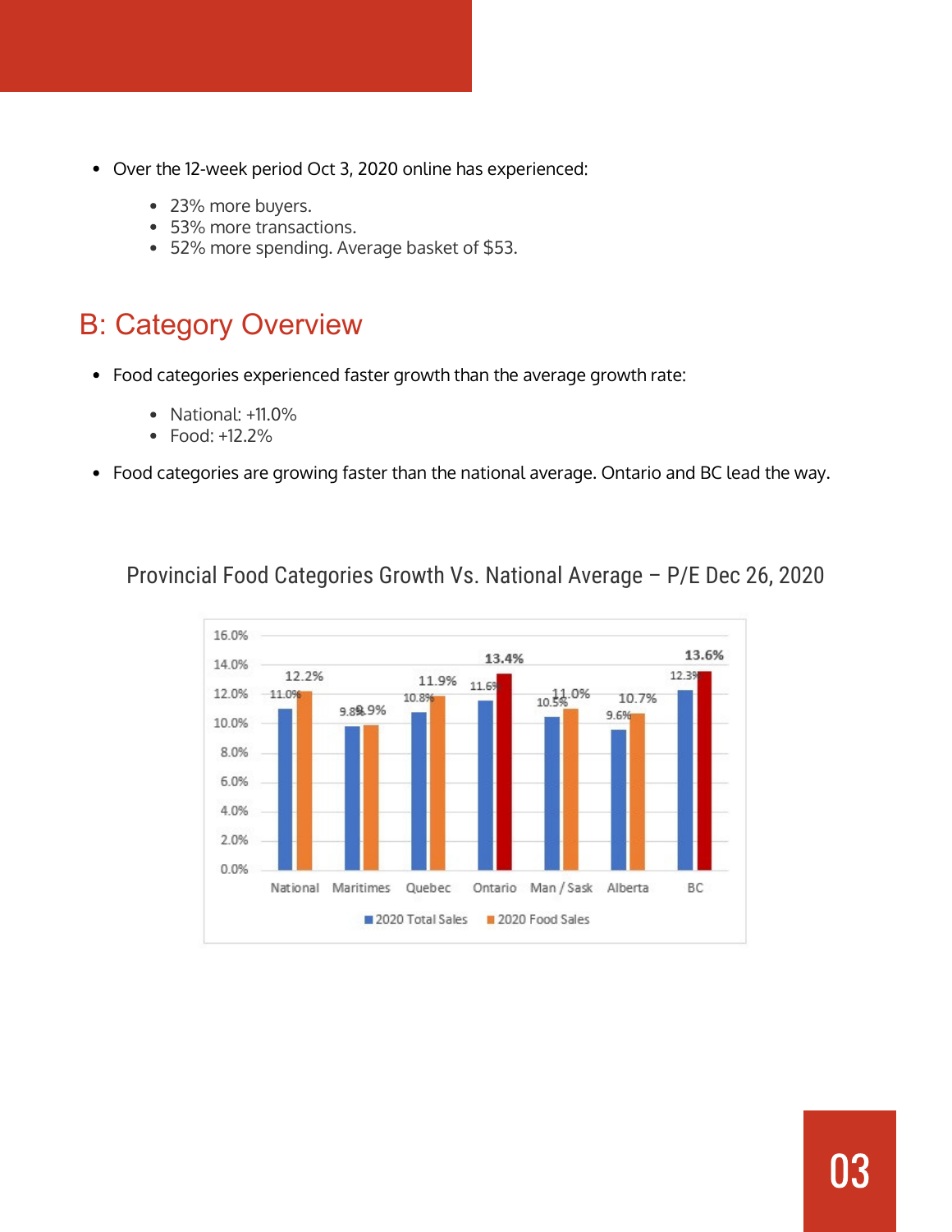- Over the 12-week period Oct 3, 2020 online has experienced:
  - 23% more buyers.
  - 53% more transactions.
  - 52% more spending. Average basket of $53.

## B: Category Overview

- Food categories experienced faster growth than the average growth rate:
  - National: +11.0%
  - Food: +12.2%
- Food categories are growing faster than the national average. Ontario and BC lead the way.

Provincial Food Categories Growth Vs. National Average – P/E Dec 26, 2020

| | 2020 Total Sales | 2020 Food Sales |
|---|---|---|
| National | 11.0% | 12.2% |
| Maritimes | 9.8% | 9.9% |
| Quebec | 10.8% | 11.9% |
| Ontario | 11.6% | 13.4% |
| Man / Sask | 10.5% | 11.0% |
| Alberta | 9.6% | 10.7% |
| BC | 12.3% | 13.6% |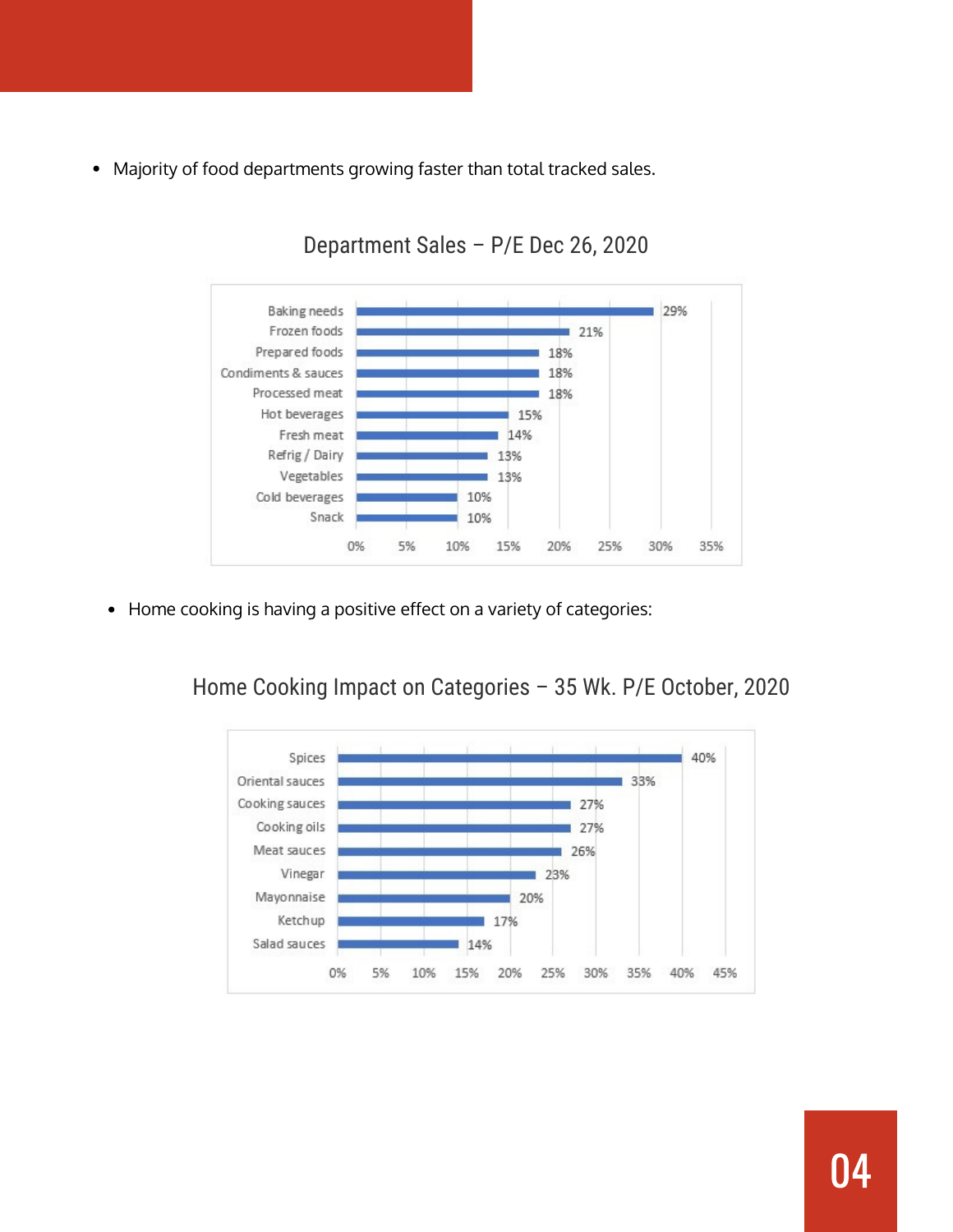- Majority of food departments growing faster than total tracked sales.

**Department Sales – P/E Dec 26, 2020**

| Department | Sales Growth |
|---|---|
| Baking needs | 29% |
| Frozen foods | 21% |
| Prepared foods | 18% |
| Condiments & sauces | 18% |
| Processed meat | 18% |
| Hot beverages | 15% |
| Fresh meat | 14% |
| Refrig / Dairy | 13% |
| Vegetables | 13% |
| Cold beverages | 10% |
| Snack | 10% |

- Home cooking is having a positive effect on a variety of categories:

**Home Cooking Impact on Categories – 35 Wk. P/E October, 2020**

| Category | Growth |
|---|---|
| Spices | 40% |
| Oriental sauces | 33% |
| Cooking sauces | 27% |
| Cooking oils | 27% |
| Meat sauces | 26% |
| Vinegar | 23% |
| Mayonnaise | 20% |
| Ketchup | 17% |
| Salad sauces | 14% |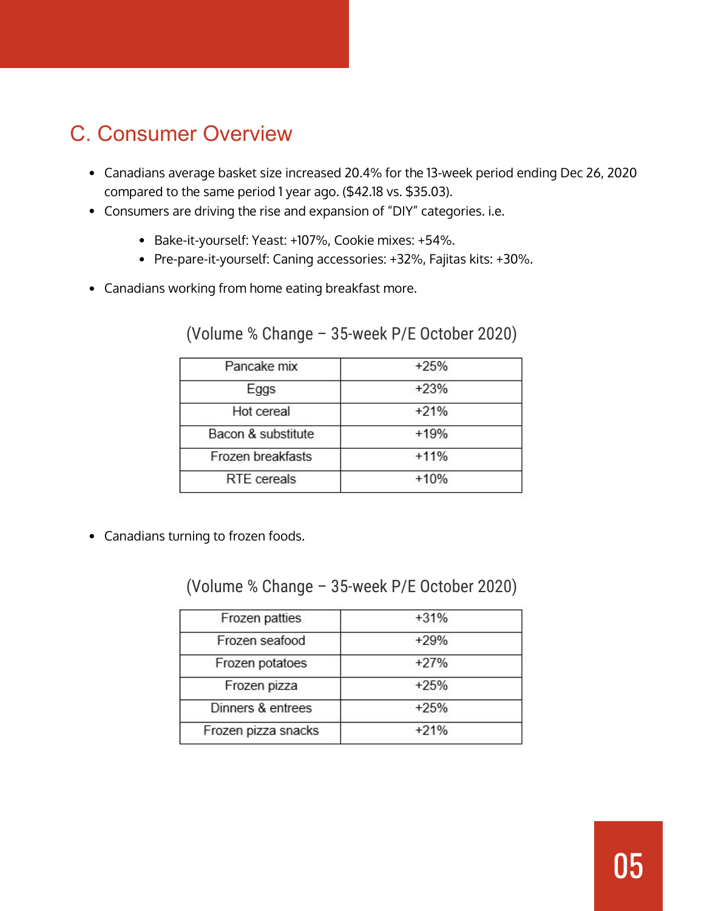## C. Consumer Overview

- Canadians average basket size increased 20.4% for the 13-week period ending Dec 26, 2020 compared to the same period 1 year ago. ($42.18 vs. $35.03).
- Consumers are driving the rise and expansion of "DIY" categories. i.e.
  - Bake-it-yourself: Yeast: +107%, Cookie mixes: +54%.
  - Pre-pare-it-yourself: Caning accessories: +32%, Fajitas kits: +30%.
- Canadians working from home eating breakfast more.

(Volume % Change – 35-week P/E October 2020)

| | |
|---|---|
| Pancake mix | +25% |
| Eggs | +23% |
| Hot cereal | +21% |
| Bacon & substitute | +19% |
| Frozen breakfasts | +11% |
| RTE cereals | +10% |

- Canadians turning to frozen foods.

(Volume % Change – 35-week P/E October 2020)

| | |
|---|---|
| Frozen patties | +31% |
| Frozen seafood | +29% |
| Frozen potatoes | +27% |
| Frozen pizza | +25% |
| Dinners & entrees | +25% |
| Frozen pizza snacks | +21% |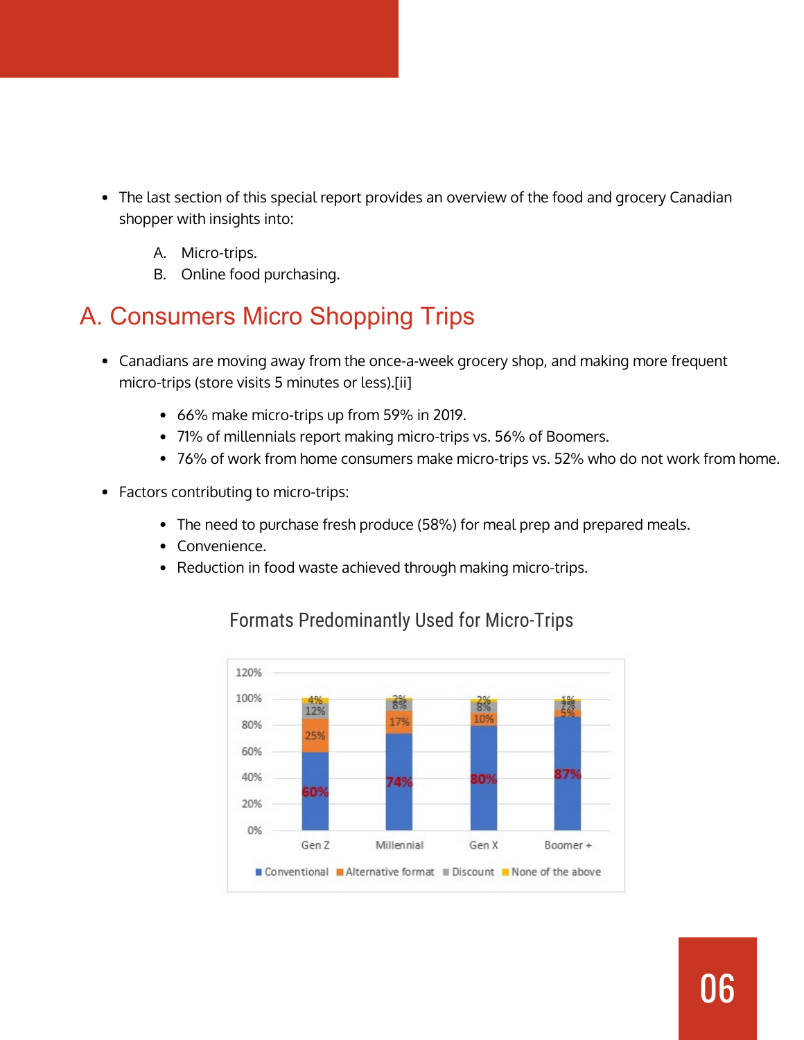- The last section of this special report provides an overview of the food and grocery Canadian shopper with insights into:

  A. Micro-trips.
  B. Online food purchasing.

## A. Consumers Micro Shopping Trips

- Canadians are moving away from the once-a-week grocery shop, and making more frequent micro-trips (store visits 5 minutes or less).[ii]
  - 66% make micro-trips up from 59% in 2019.
  - 71% of millennials report making micro-trips vs. 56% of Boomers.
  - 76% of work from home consumers make micro-trips vs. 52% who do not work from home.
- Factors contributing to micro-trips:
  - The need to purchase fresh produce (58%) for meal prep and prepared meals.
  - Convenience.
  - Reduction in food waste achieved through making micro-trips.

### Formats Predominantly Used for Micro-Trips

| | Gen Z | Millennial | Gen X | Boomer + |
|---|---|---|---|---|
| Conventional | 60% | 74% | 80% | 87% |
| Alternative format | 25% | 17% | 10% | 5% |
| Discount | 12% | 8% | 8% | 7% |
| None of the above | 4% | 2% | 2% | 1% |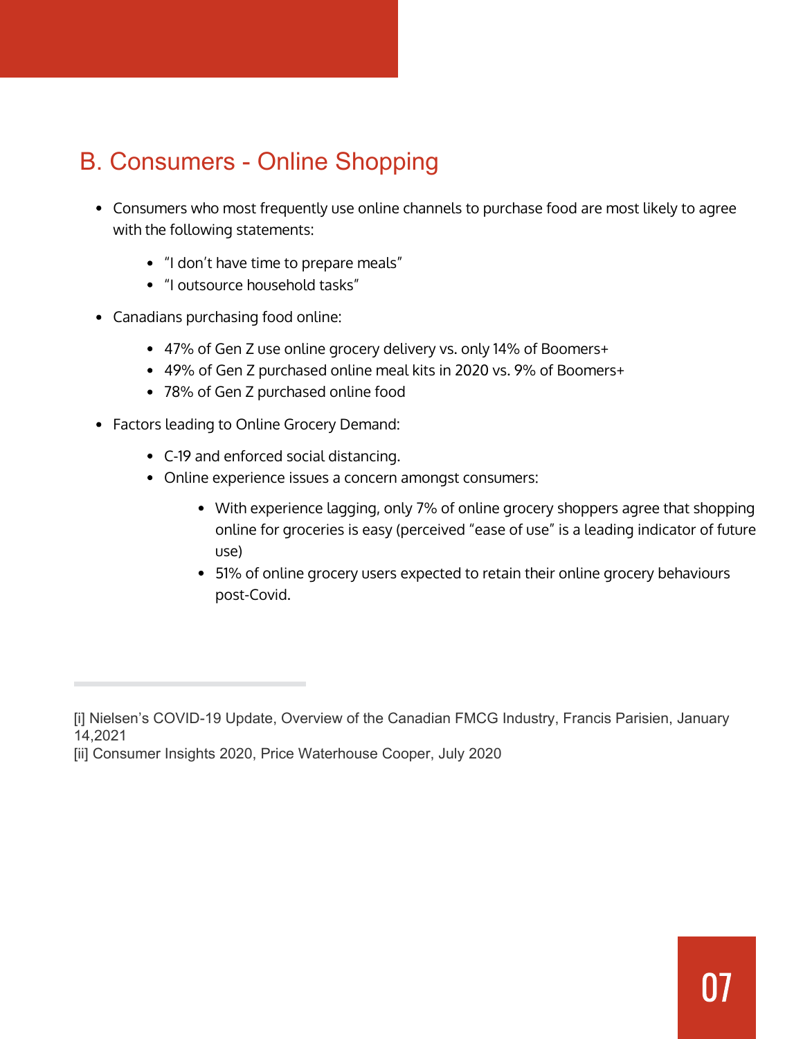## B. Consumers - Online Shopping

- Consumers who most frequently use online channels to purchase food are most likely to agree with the following statements:
    - "I don't have time to prepare meals"
    - "I outsource household tasks"
- Canadians purchasing food online:
    - 47% of Gen Z use online grocery delivery vs. only 14% of Boomers+
    - 49% of Gen Z purchased online meal kits in 2020 vs. 9% of Boomers+
    - 78% of Gen Z purchased online food
- Factors leading to Online Grocery Demand:
    - C-19 and enforced social distancing.
    - Online experience issues a concern amongst consumers:
        - With experience lagging, only 7% of online grocery shoppers agree that shopping online for groceries is easy (perceived "ease of use" is a leading indicator of future use)
        - 51% of online grocery users expected to retain their online grocery behaviours post-Covid.

---

[i] Nielsen's COVID-19 Update, Overview of the Canadian FMCG Industry, Francis Parisien, January 14,2021

[ii] Consumer Insights 2020, Price Waterhouse Cooper, July 2020